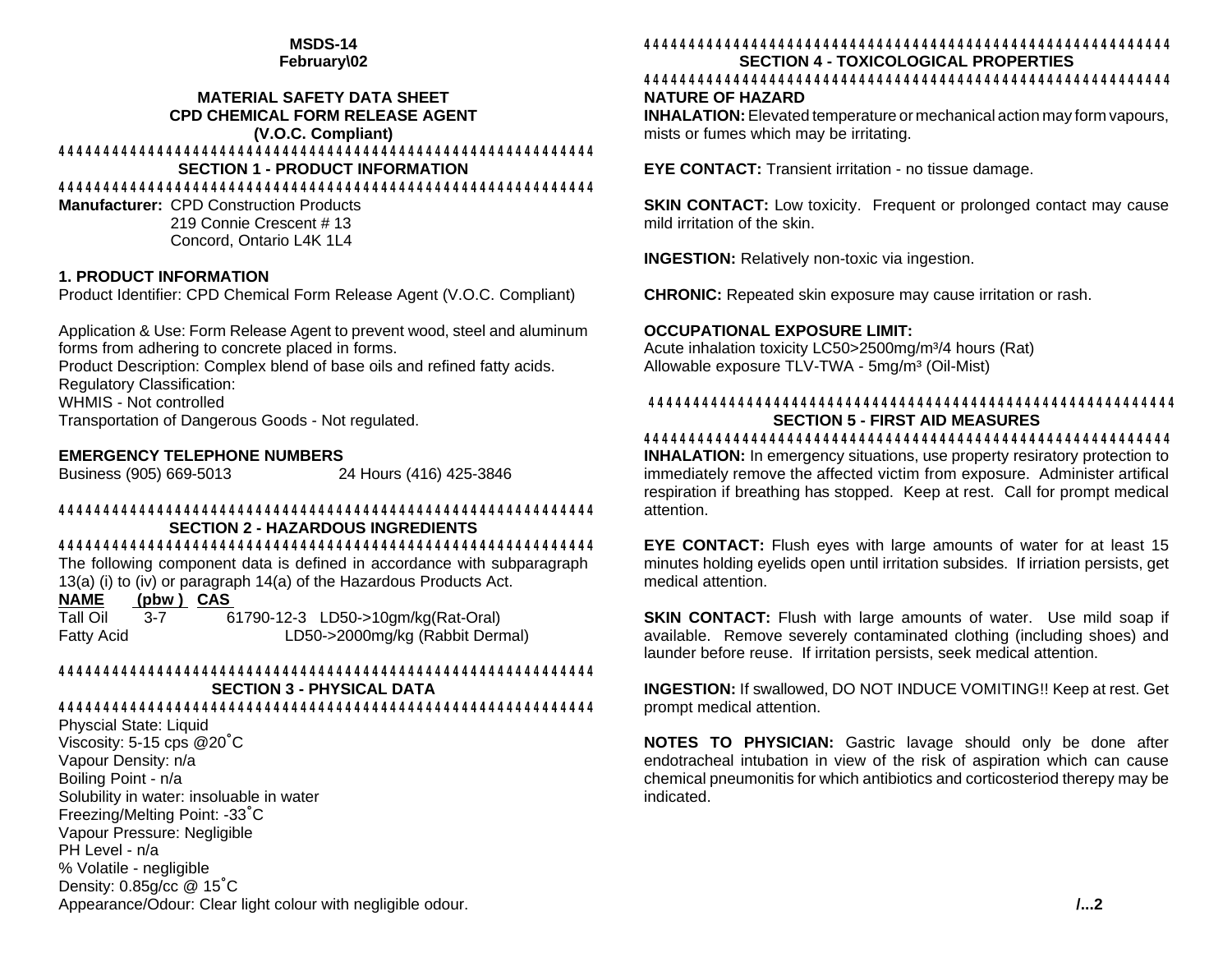**MSDS-14**
**February\02**

# MATERIAL SAFETY DATA SHEET
## CPD CHEMICAL FORM RELEASE AGENT
## (V.O.C. Compliant)

## SECTION 1 - PRODUCT INFORMATION

**Manufacturer:** CPD Construction Products
219 Connie Crescent # 13
Concord, Ontario L4K 1L4

### 1. PRODUCT INFORMATION

Product Identifier: CPD Chemical Form Release Agent (V.O.C. Compliant)

Application & Use: Form Release Agent to prevent wood, steel and aluminum forms from adhering to concrete placed in forms.
Product Description: Complex blend of base oils and refined fatty acids.
Regulatory Classification:
WHMIS - Not controlled
Transportation of Dangerous Goods - Not regulated.

### EMERGENCY TELEPHONE NUMBERS

Business (905) 669-5013 24 Hours (416) 425-3846

## SECTION 2 - HAZARDOUS INGREDIENTS

The following component data is defined in accordance with subparagraph 13(a) (i) to (iv) or paragraph 14(a) of the Hazardous Products Act.

| NAME | (pbw) | CAS | |
|---|---|---|---|
| Tall Oil | 3-7 | 61790-12-3 | LD50->10gm/kg(Rat-Oral) |
| Fatty Acid | | | LD50->2000mg/kg (Rabbit Dermal) |

## SECTION 3 - PHYSICAL DATA

Physcial State: Liquid
Viscosity: 5-15 cps @20˚C
Vapour Density: n/a
Boiling Point - n/a
Solubility in water: insoluable in water
Freezing/Melting Point: -33˚C
Vapour Pressure: Negligible
PH Level - n/a
% Volatile - negligible
Density: 0.85g/cc @ 15˚C
Appearance/Odour: Clear light colour with negligible odour.

## SECTION 4 - TOXICOLOGICAL PROPERTIES

### NATURE OF HAZARD

**INHALATION:** Elevated temperature or mechanical action may form vapours, mists or fumes which may be irritating.

**EYE CONTACT:** Transient irritation - no tissue damage.

**SKIN CONTACT:** Low toxicity. Frequent or prolonged contact may cause mild irritation of the skin.

**INGESTION:** Relatively non-toxic via ingestion.

**CHRONIC:** Repeated skin exposure may cause irritation or rash.

**OCCUPATIONAL EXPOSURE LIMIT:**
Acute inhalation toxicity LC50>2500mg/m$^3$/4 hours (Rat)
Allowable exposure TLV-TWA - 5mg/m$^3$ (Oil-Mist)

## SECTION 5 - FIRST AID MEASURES

**INHALATION:** In emergency situations, use property resiratory protection to immediately remove the affected victim from exposure. Administer artifical respiration if breathing has stopped. Keep at rest. Call for prompt medical attention.

**EYE CONTACT:** Flush eyes with large amounts of water for at least 15 minutes holding eyelids open until irritation subsides. If irriation persists, get medical attention.

**SKIN CONTACT:** Flush with large amounts of water. Use mild soap if available. Remove severely contaminated clothing (including shoes) and launder before reuse. If irritation persists, seek medical attention.

**INGESTION:** If swallowed, DO NOT INDUCE VOMITING!! Keep at rest. Get prompt medical attention.

**NOTES TO PHYSICIAN:** Gastric lavage should only be done after endotracheal intubation in view of the risk of aspiration which can cause chemical pneumonitis for which antibiotics and corticosteriod therepy may be indicated.

**/...2**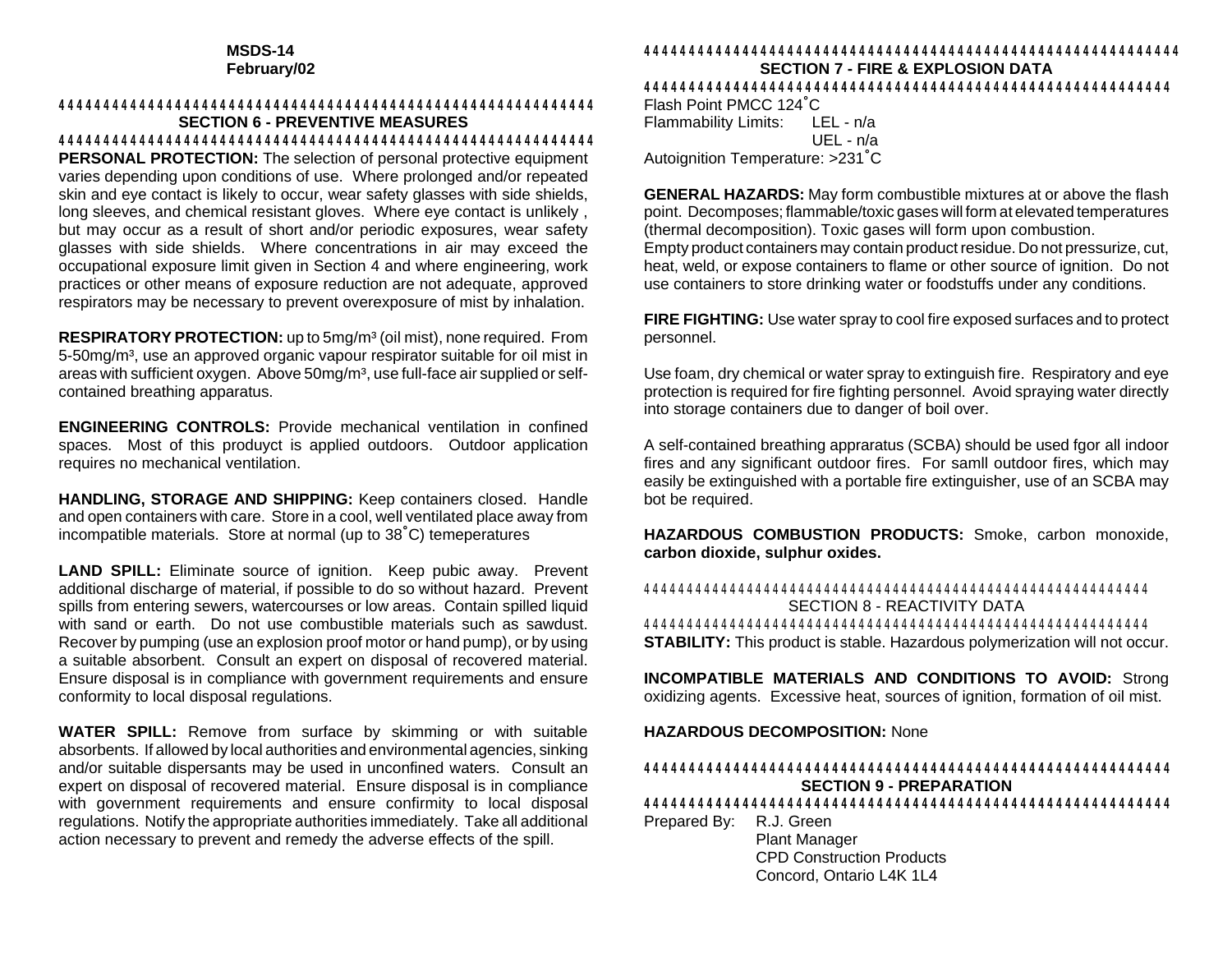MSDS-14
February/02

## SECTION 6 - PREVENTIVE MEASURES

**PERSONAL PROTECTION:** The selection of personal protective equipment varies depending upon conditions of use. Where prolonged and/or repeated skin and eye contact is likely to occur, wear safety glasses with side shields, long sleeves, and chemical resistant gloves. Where eye contact is unlikely , but may occur as a result of short and/or periodic exposures, wear safety glasses with side shields. Where concentrations in air may exceed the occupational exposure limit given in Section 4 and where engineering, work practices or other means of exposure reduction are not adequate, approved respirators may be necessary to prevent overexposure of mist by inhalation.

**RESPIRATORY PROTECTION:** up to 5mg/m³ (oil mist), none required. From 5-50mg/m³, use an approved organic vapour respirator suitable for oil mist in areas with sufficient oxygen. Above 50mg/m³, use full-face air supplied or self-contained breathing apparatus.

**ENGINEERING CONTROLS:** Provide mechanical ventilation in confined spaces. Most of this produyct is applied outdoors. Outdoor application requires no mechanical ventilation.

**HANDLING, STORAGE AND SHIPPING:** Keep containers closed. Handle and open containers with care. Store in a cool, well ventilated place away from incompatible materials. Store at normal (up to 38˚C) temeperatures

**LAND SPILL:** Eliminate source of ignition. Keep pubic away. Prevent additional discharge of material, if possible to do so without hazard. Prevent spills from entering sewers, watercourses or low areas. Contain spilled liquid with sand or earth. Do not use combustible materials such as sawdust. Recover by pumping (use an explosion proof motor or hand pump), or by using a suitable absorbent. Consult an expert on disposal of recovered material. Ensure disposal is in compliance with government requirements and ensure conformity to local disposal regulations.

**WATER SPILL:** Remove from surface by skimming or with suitable absorbents. If allowed by local authorities and environmental agencies, sinking and/or suitable dispersants may be used in unconfined waters. Consult an expert on disposal of recovered material. Ensure disposal is in compliance with government requirements and ensure confirmity to local disposal regulations. Notify the appropriate authorities immediately. Take all additional action necessary to prevent and remedy the adverse effects of the spill.

## SECTION 7 - FIRE & EXPLOSION DATA

Flash Point PMCC 124˚C
Flammability Limits: LEL - n/a
UEL - n/a
Autoignition Temperature: >231˚C

**GENERAL HAZARDS:** May form combustible mixtures at or above the flash point. Decomposes; flammable/toxic gases will form at elevated temperatures (thermal decomposition). Toxic gases will form upon combustion.
Empty product containers may contain product residue. Do not pressurize, cut, heat, weld, or expose containers to flame or other source of ignition. Do not use containers to store drinking water or foodstuffs under any conditions.

**FIRE FIGHTING:** Use water spray to cool fire exposed surfaces and to protect personnel.

Use foam, dry chemical or water spray to extinguish fire. Respiratory and eye protection is required for fire fighting personnel. Avoid spraying water directly into storage containers due to danger of boil over.

A self-contained breathing appraratus (SCBA) should be used fgor all indoor fires and any significant outdoor fires. For samll outdoor fires, which may easily be extinguished with a portable fire extinguisher, use of an SCBA may bot be required.

**HAZARDOUS COMBUSTION PRODUCTS:** Smoke, carbon monoxide, **carbon dioxide, sulphur oxides.**

## SECTION 8 - REACTIVITY DATA

**STABILITY:** This product is stable. Hazardous polymerization will not occur.

**INCOMPATIBLE MATERIALS AND CONDITIONS TO AVOID:** Strong oxidizing agents. Excessive heat, sources of ignition, formation of oil mist.

**HAZARDOUS DECOMPOSITION:** None

## SECTION 9 - PREPARATION

Prepared By: R.J. Green
Plant Manager
CPD Construction Products
Concord, Ontario L4K 1L4